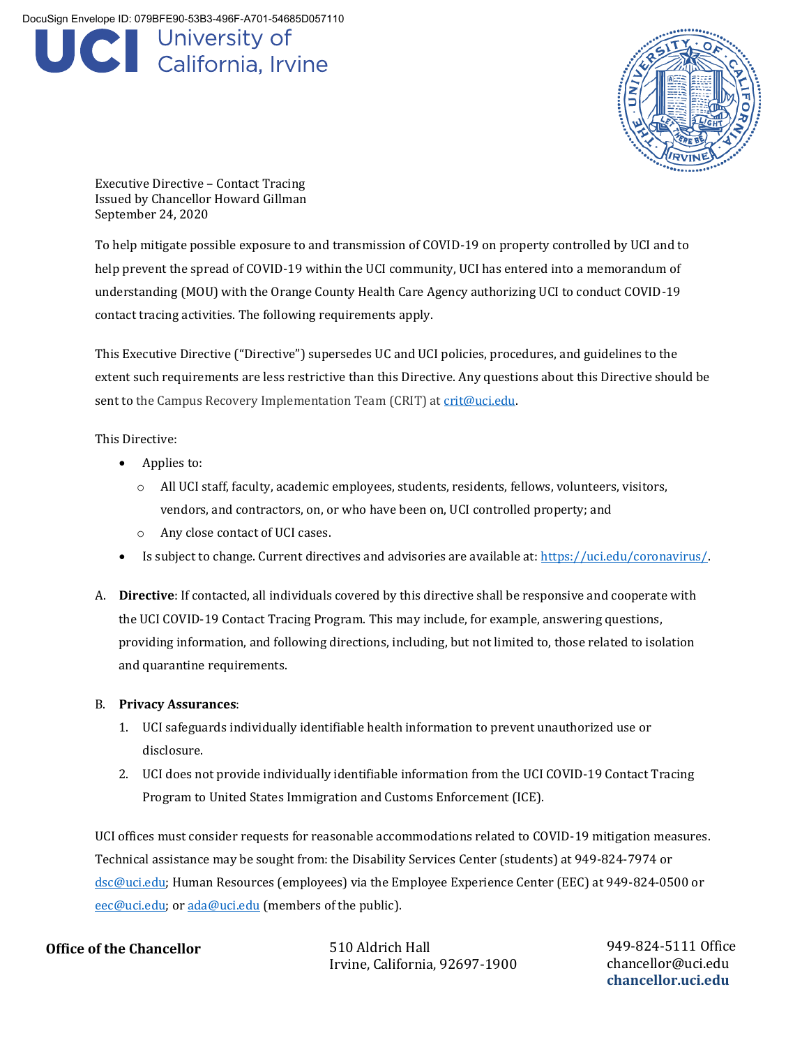DocuSign Envelope ID: 079BFE90-53B3-496F-A701-54685D057110

**UCI** University of California, Irvine

Executive Directive – Contact Tracing
Issued by Chancellor Howard Gillman
September 24, 2020

To help mitigate possible exposure to and transmission of COVID-19 on property controlled by UCI and to help prevent the spread of COVID-19 within the UCI community, UCI has entered into a memorandum of understanding (MOU) with the Orange County Health Care Agency authorizing UCI to conduct COVID-19 contact tracing activities. The following requirements apply.

This Executive Directive ("Directive") supersedes UC and UCI policies, procedures, and guidelines to the extent such requirements are less restrictive than this Directive. Any questions about this Directive should be sent to the Campus Recovery Implementation Team (CRIT) at crit@uci.edu.

This Directive:

- Applies to:
  - All UCI staff, faculty, academic employees, students, residents, fellows, volunteers, visitors, vendors, and contractors, on, or who have been on, UCI controlled property; and
  - Any close contact of UCI cases.
- Is subject to change. Current directives and advisories are available at: https://uci.edu/coronavirus/.

A. **Directive**: If contacted, all individuals covered by this directive shall be responsive and cooperate with the UCI COVID-19 Contact Tracing Program. This may include, for example, answering questions, providing information, and following directions, including, but not limited to, those related to isolation and quarantine requirements.

B. **Privacy Assurances**:
   1. UCI safeguards individually identifiable health information to prevent unauthorized use or disclosure.
   2. UCI does not provide individually identifiable information from the UCI COVID-19 Contact Tracing Program to United States Immigration and Customs Enforcement (ICE).

UCI offices must consider requests for reasonable accommodations related to COVID-19 mitigation measures. Technical assistance may be sought from: the Disability Services Center (students) at 949-824-7974 or dsc@uci.edu; Human Resources (employees) via the Employee Experience Center (EEC) at 949-824-0500 or eec@uci.edu; or ada@uci.edu (members of the public).

**Office of the Chancellor**
510 Aldrich Hall
Irvine, California, 92697-1900
949-824-5111 Office
chancellor@uci.edu
**chancellor.uci.edu**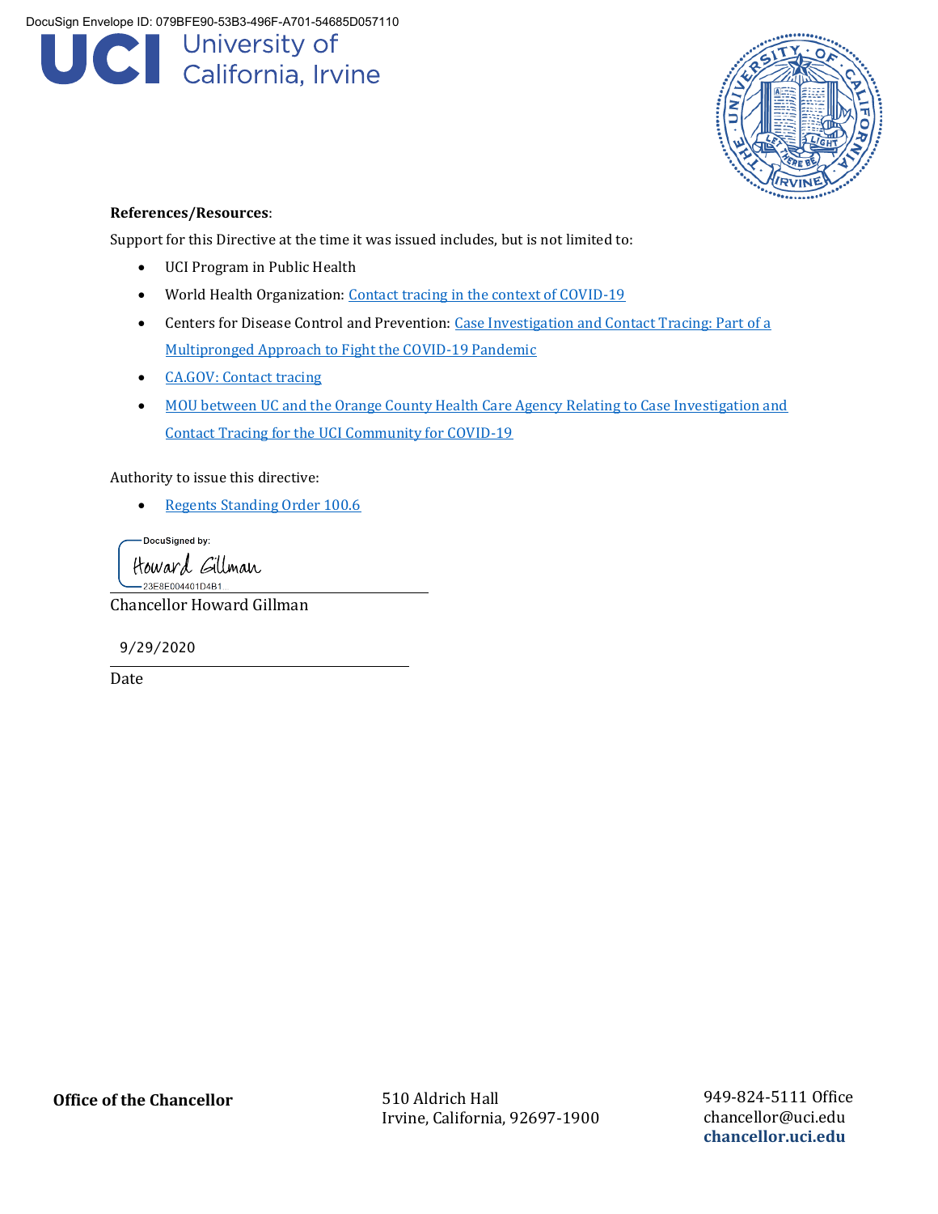**References/Resources**:

Support for this Directive at the time it was issued includes, but is not limited to:

- UCI Program in Public Health
- World Health Organization: Contact tracing in the context of COVID-19
- Centers for Disease Control and Prevention: Case Investigation and Contact Tracing: Part of a Multipronged Approach to Fight the COVID-19 Pandemic
- CA.GOV: Contact tracing
- MOU between UC and the Orange County Health Care Agency Relating to Case Investigation and Contact Tracing for the UCI Community for COVID-19

Authority to issue this directive:

- Regents Standing Order 100.6

DocuSigned by:
Howard Gillman
23E8E004401D4B1

Chancellor Howard Gillman

9/29/2020

Date

**Office of the Chancellor**

510 Aldrich Hall
Irvine, California, 92697-1900

949-824-5111 Office
chancellor@uci.edu
**chancellor.uci.edu**